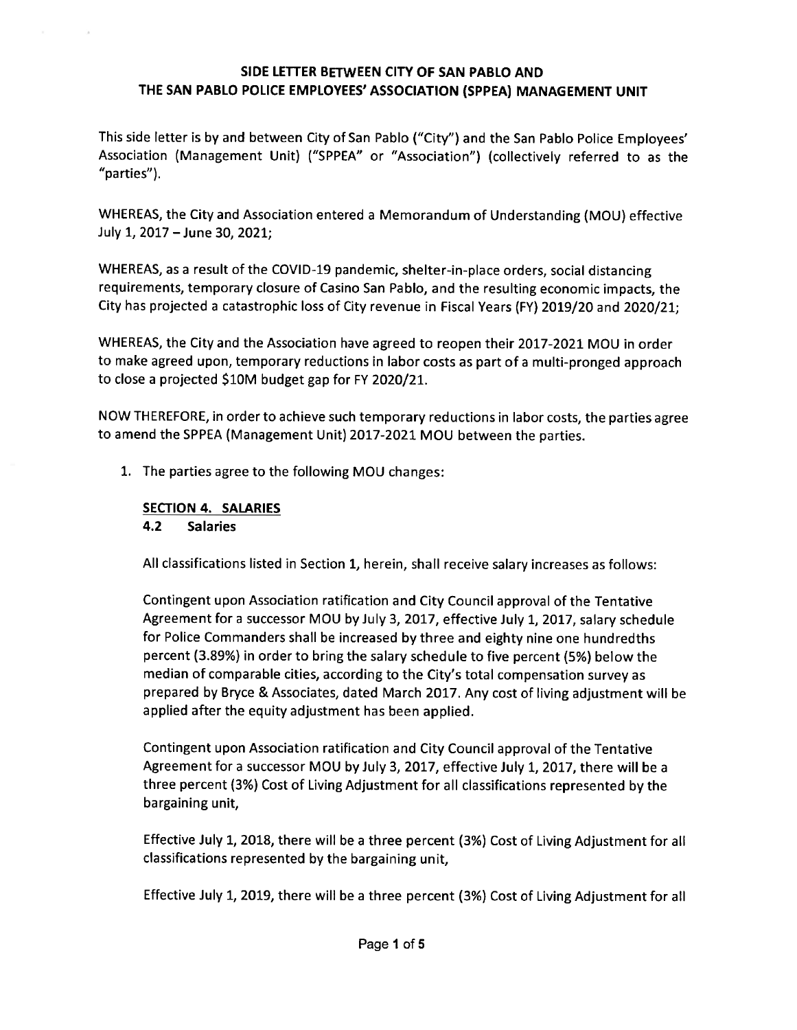# SIDE LETTER BETWEEN CITY OF SAN PABLO AND THE SAN PABLO POLICE EMPLOYEES' ASSOCIATION (SPPEA) MANAGEMENT UNIT

This side letter is by and between City of San Pablo ("City") and the San Pablo Police Employees' Association (Management Unit) ("SPPEA" or "Association") (collectively referred to as the "parties").

WHEREAS, the City and Association entered a Memorandum of Understanding (MOU) effective July 1, 2017 – June 30, 2021;

WHEREAS, as a result of the COVID-19 pandemic, shelter-in-place orders, social distancing requirements, temporary closure of Casino San Pablo, and the resulting economic impacts, the City has projected a catastrophic loss of City revenue in Fiscal Years (FY) 2019/20 and 2020/21;

WHEREAS, the City and the Association have agreed to reopen their 2017-2021 MOU in order to make agreed upon, temporary reductions in labor costs as part of a multi-pronged approach to close a projected $10M budget gap for FY 2020/21.

NOW THEREFORE, in order to achieve such temporary reductions in labor costs, the parties agree to amend the SPPEA (Management Unit) 2017-2021 MOU between the parties.

1. The parties agree to the following MOU changes:

**SECTION 4. SALARIES**

**4.2 Salaries**

All classifications listed in Section 1, herein, shall receive salary increases as follows:

Contingent upon Association ratification and City Council approval of the Tentative Agreement for a successor MOU by July 3, 2017, effective July 1, 2017, salary schedule for Police Commanders shall be increased by three and eighty nine one hundredths percent (3.89%) in order to bring the salary schedule to five percent (5%) below the median of comparable cities, according to the City's total compensation survey as prepared by Bryce & Associates, dated March 2017. Any cost of living adjustment will be applied after the equity adjustment has been applied.

Contingent upon Association ratification and City Council approval of the Tentative Agreement for a successor MOU by July 3, 2017, effective July 1, 2017, there will be a three percent (3%) Cost of Living Adjustment for all classifications represented by the bargaining unit,

Effective July 1, 2018, there will be a three percent (3%) Cost of Living Adjustment for all classifications represented by the bargaining unit,

Effective July 1, 2019, there will be a three percent (3%) Cost of Living Adjustment for all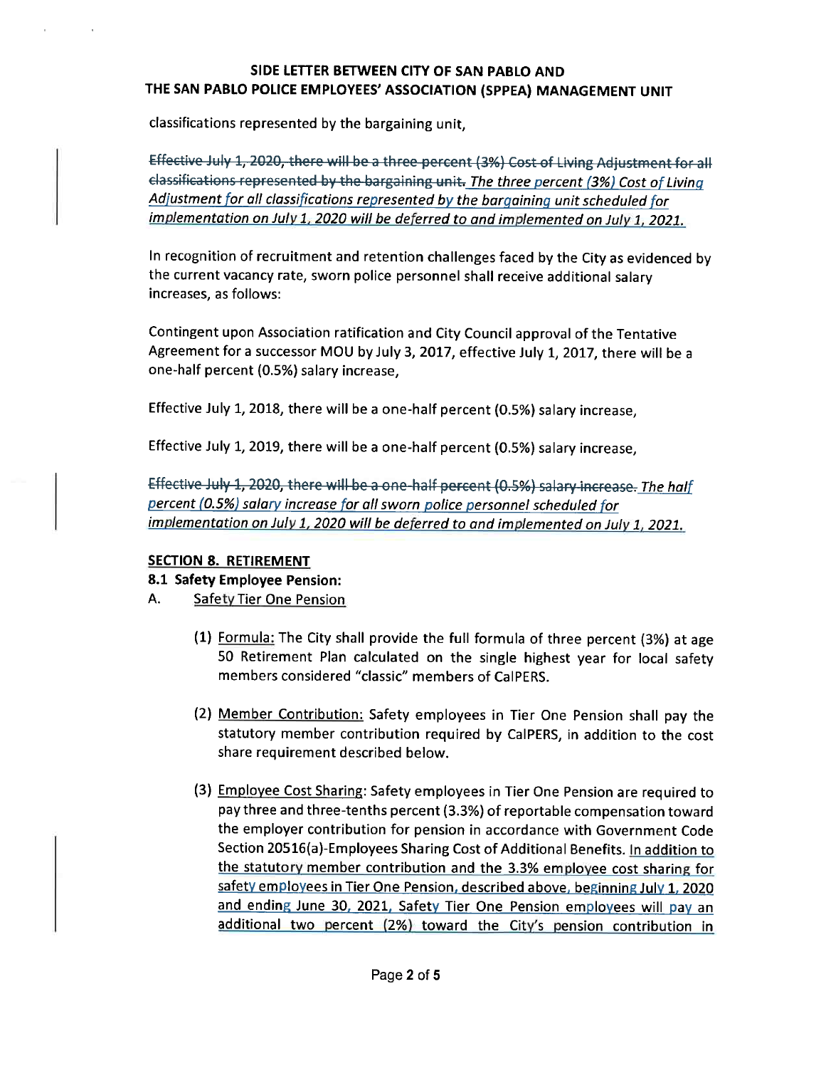**SIDE LETTER BETWEEN CITY OF SAN PABLO AND THE SAN PABLO POLICE EMPLOYEES' ASSOCIATION (SPPEA) MANAGEMENT UNIT**

classifications represented by the bargaining unit,

~~Effective July 1, 2020, there will be a three percent (3%) Cost of Living Adjustment for all classifications represented by the bargaining unit.~~ *The three percent (3%) Cost of Living Adjustment for all classifications represented by the bargaining unit scheduled for implementation on July 1, 2020 will be deferred to and implemented on July 1, 2021.*

In recognition of recruitment and retention challenges faced by the City as evidenced by the current vacancy rate, sworn police personnel shall receive additional salary increases, as follows:

Contingent upon Association ratification and City Council approval of the Tentative Agreement for a successor MOU by July 3, 2017, effective July 1, 2017, there will be a one-half percent (0.5%) salary increase,

Effective July 1, 2018, there will be a one-half percent (0.5%) salary increase,

Effective July 1, 2019, there will be a one-half percent (0.5%) salary increase,

~~Effective July 1, 2020, there will be a one-half percent (0.5%) salary increase.~~ *The half percent (0.5%) salary increase for all sworn police personnel scheduled for implementation on July 1, 2020 will be deferred to and implemented on July 1, 2021.*

**SECTION 8. RETIREMENT**

**8.1 Safety Employee Pension:**

A. Safety Tier One Pension

(1) Formula: The City shall provide the full formula of three percent (3%) at age 50 Retirement Plan calculated on the single highest year for local safety members considered "classic" members of CalPERS.

(2) Member Contribution: Safety employees in Tier One Pension shall pay the statutory member contribution required by CalPERS, in addition to the cost share requirement described below.

(3) Employee Cost Sharing: Safety employees in Tier One Pension are required to pay three and three-tenths percent (3.3%) of reportable compensation toward the employer contribution for pension in accordance with Government Code Section 20516(a)-Employees Sharing Cost of Additional Benefits. In addition to the statutory member contribution and the 3.3% employee cost sharing for safety employees in Tier One Pension, described above, beginning July 1, 2020 and ending June 30, 2021, Safety Tier One Pension employees will pay an additional two percent (2%) toward the City's pension contribution in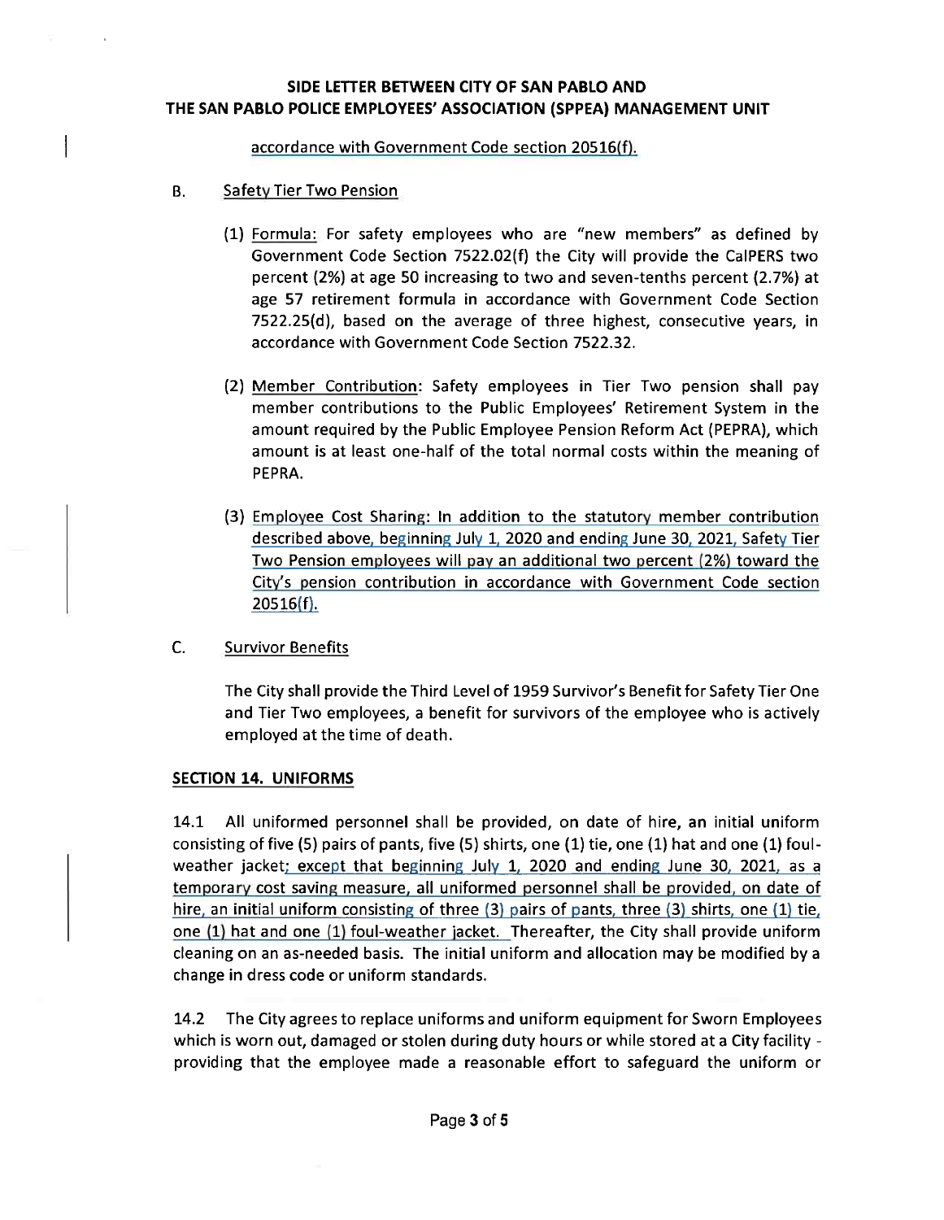accordance with Government Code section 20516(f).

B. Safety Tier Two Pension

(1) Formula: For safety employees who are "new members" as defined by Government Code Section 7522.02(f) the City will provide the CalPERS two percent (2%) at age 50 increasing to two and seven-tenths percent (2.7%) at age 57 retirement formula in accordance with Government Code Section 7522.25(d), based on the average of three highest, consecutive years, in accordance with Government Code Section 7522.32.

(2) Member Contribution: Safety employees in Tier Two pension shall pay member contributions to the Public Employees' Retirement System in the amount required by the Public Employee Pension Reform Act (PEPRA), which amount is at least one-half of the total normal costs within the meaning of PEPRA.

(3) Employee Cost Sharing: In addition to the statutory member contribution described above, beginning July 1, 2020 and ending June 30, 2021, Safety Tier Two Pension employees will pay an additional two percent (2%) toward the City's pension contribution in accordance with Government Code section 20516(f).

C. Survivor Benefits

The City shall provide the Third Level of 1959 Survivor's Benefit for Safety Tier One and Tier Two employees, a benefit for survivors of the employee who is actively employed at the time of death.

## SECTION 14. UNIFORMS

14.1 All uniformed personnel shall be provided, on date of hire, an initial uniform consisting of five (5) pairs of pants, five (5) shirts, one (1) tie, one (1) hat and one (1) foul-weather jacket; except that beginning July 1, 2020 and ending June 30, 2021, as a temporary cost saving measure, all uniformed personnel shall be provided, on date of hire, an initial uniform consisting of three (3) pairs of pants, three (3) shirts, one (1) tie, one (1) hat and one (1) foul-weather jacket. Thereafter, the City shall provide uniform cleaning on an as-needed basis. The initial uniform and allocation may be modified by a change in dress code or uniform standards.

14.2 The City agrees to replace uniforms and uniform equipment for Sworn Employees which is worn out, damaged or stolen during duty hours or while stored at a City facility - providing that the employee made a reasonable effort to safeguard the uniform or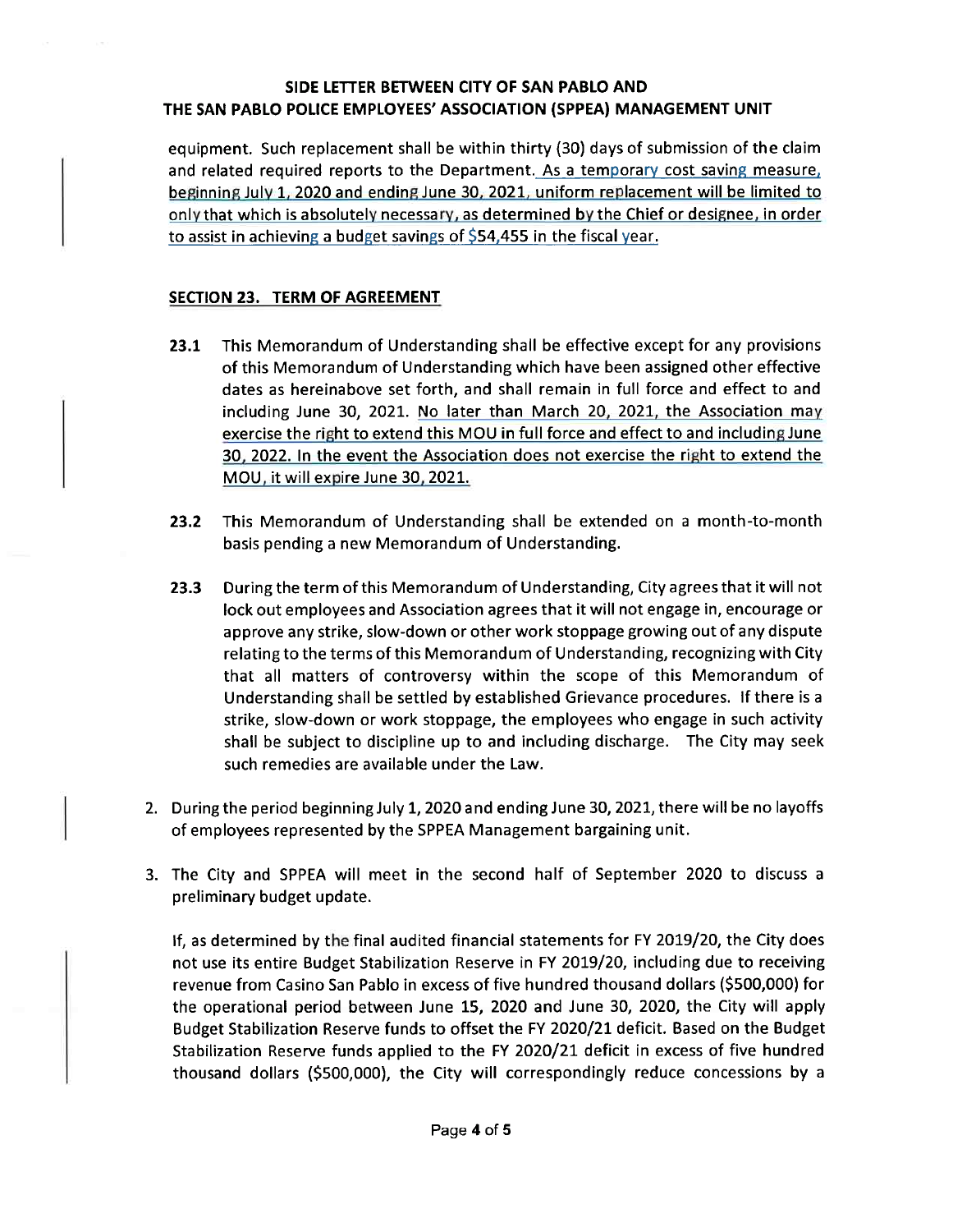equipment. Such replacement shall be within thirty (30) days of submission of the claim and related required reports to the Department. As a temporary cost saving measure, beginning July 1, 2020 and ending June 30, 2021, uniform replacement will be limited to only that which is absolutely necessary, as determined by the Chief or designee, in order to assist in achieving a budget savings of $54,455 in the fiscal year.

**SECTION 23. TERM OF AGREEMENT**

**23.1** This Memorandum of Understanding shall be effective except for any provisions of this Memorandum of Understanding which have been assigned other effective dates as hereinabove set forth, and shall remain in full force and effect to and including June 30, 2021. No later than March 20, 2021, the Association may exercise the right to extend this MOU in full force and effect to and including June 30, 2022. In the event the Association does not exercise the right to extend the MOU, it will expire June 30, 2021.

**23.2** This Memorandum of Understanding shall be extended on a month-to-month basis pending a new Memorandum of Understanding.

**23.3** During the term of this Memorandum of Understanding, City agrees that it will not lock out employees and Association agrees that it will not engage in, encourage or approve any strike, slow-down or other work stoppage growing out of any dispute relating to the terms of this Memorandum of Understanding, recognizing with City that all matters of controversy within the scope of this Memorandum of Understanding shall be settled by established Grievance procedures. If there is a strike, slow-down or work stoppage, the employees who engage in such activity shall be subject to discipline up to and including discharge. The City may seek such remedies are available under the Law.

2. During the period beginning July 1, 2020 and ending June 30, 2021, there will be no layoffs of employees represented by the SPPEA Management bargaining unit.

3. The City and SPPEA will meet in the second half of September 2020 to discuss a preliminary budget update.

   If, as determined by the final audited financial statements for FY 2019/20, the City does not use its entire Budget Stabilization Reserve in FY 2019/20, including due to receiving revenue from Casino San Pablo in excess of five hundred thousand dollars ($500,000) for the operational period between June 15, 2020 and June 30, 2020, the City will apply Budget Stabilization Reserve funds to offset the FY 2020/21 deficit. Based on the Budget Stabilization Reserve funds applied to the FY 2020/21 deficit in excess of five hundred thousand dollars ($500,000), the City will correspondingly reduce concessions by a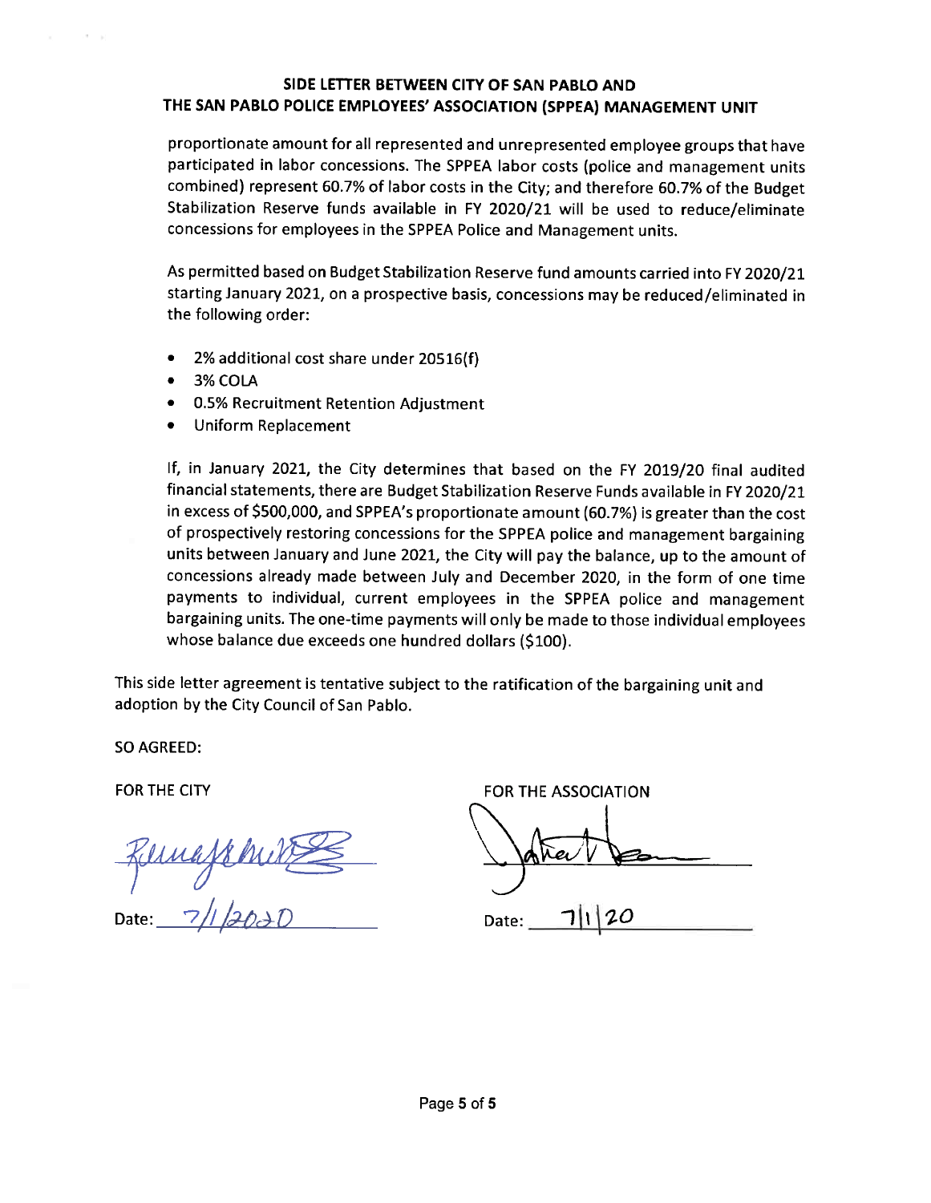**SIDE LETTER BETWEEN CITY OF SAN PABLO AND THE SAN PABLO POLICE EMPLOYEES' ASSOCIATION (SPPEA) MANAGEMENT UNIT**

proportionate amount for all represented and unrepresented employee groups that have participated in labor concessions. The SPPEA labor costs (police and management units combined) represent 60.7% of labor costs in the City; and therefore 60.7% of the Budget Stabilization Reserve funds available in FY 2020/21 will be used to reduce/eliminate concessions for employees in the SPPEA Police and Management units.

As permitted based on Budget Stabilization Reserve fund amounts carried into FY 2020/21 starting January 2021, on a prospective basis, concessions may be reduced/eliminated in the following order:

- 2% additional cost share under 20516(f)
- 3% COLA
- 0.5% Recruitment Retention Adjustment
- Uniform Replacement

If, in January 2021, the City determines that based on the FY 2019/20 final audited financial statements, there are Budget Stabilization Reserve Funds available in FY 2020/21 in excess of $500,000, and SPPEA's proportionate amount (60.7%) is greater than the cost of prospectively restoring concessions for the SPPEA police and management bargaining units between January and June 2021, the City will pay the balance, up to the amount of concessions already made between July and December 2020, in the form of one time payments to individual, current employees in the SPPEA police and management bargaining units. The one-time payments will only be made to those individual employees whose balance due exceeds one hundred dollars ($100).

This side letter agreement is tentative subject to the ratification of the bargaining unit and adoption by the City Council of San Pablo.

SO AGREED:

FOR THE CITY

Date: 7/1/2020

FOR THE ASSOCIATION

Date: 7/1/20